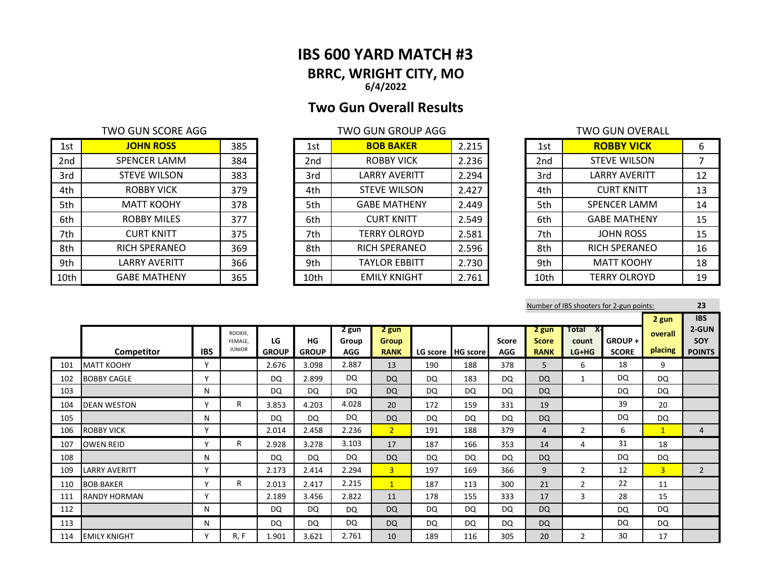# IBS 600 YARD MATCH #3

## BRRC, WRIGHT CITY, MO

**6/4/2022**

## Two Gun Overall Results

TWO GUN SCORE AGG

| | | |
|---|---|---|
| 1st | **JOHN ROSS** | 385 |
| 2nd | SPENCER LAMM | 384 |
| 3rd | STEVE WILSON | 383 |
| 4th | ROBBY VICK | 379 |
| 5th | MATT KOOHY | 378 |
| 6th | ROBBY MILES | 377 |
| 7th | CURT KNITT | 375 |
| 8th | RICH SPERANEO | 369 |
| 9th | LARRY AVERITT | 366 |
| 10th | GABE MATHENY | 365 |

TWO GUN GROUP AGG

| | | |
|---|---|---|
| 1st | **BOB BAKER** | 2.215 |
| 2nd | ROBBY VICK | 2.236 |
| 3rd | LARRY AVERITT | 2.294 |
| 4th | STEVE WILSON | 2.427 |
| 5th | GABE MATHENY | 2.449 |
| 6th | CURT KNITT | 2.549 |
| 7th | TERRY OLROYD | 2.581 |
| 8th | RICH SPERANEO | 2.596 |
| 9th | TAYLOR EBBITT | 2.730 |
| 10th | EMILY KNIGHT | 2.761 |

TWO GUN OVERALL

| | | |
|---|---|---|
| 1st | **ROBBY VICK** | 6 |
| 2nd | STEVE WILSON | 7 |
| 3rd | LARRY AVERITT | 12 |
| 4th | CURT KNITT | 13 |
| 5th | SPENCER LAMM | 14 |
| 6th | GABE MATHENY | 15 |
| 7th | JOHN ROSS | 15 |
| 8th | RICH SPERANEO | 16 |
| 9th | MATT KOOHY | 18 |
| 10th | TERRY OLROYD | 19 |

Number of IBS shooters for 2-gun points: **23**

| | Competitor | IBS | ROOKIE, FEMALE, JUNIOR | LG GROUP | HG GROUP | 2 gun Group AGG | 2 gun Group RANK | LG score | HG score | Score AGG | 2 gun Score RANK | Total X-count LG+HG | GROUP + SCORE | 2 gun overall placing | IBS 2-GUN SOY POINTS |
|---|---|---|---|---|---|---|---|---|---|---|---|---|---|---|---|
| 101 | MATT KOOHY | Y | | 2.676 | 3.098 | 2.887 | 13 | 190 | 188 | 378 | 5 | 6 | 18 | 9 | |
| 102 | BOBBY CAGLE | Y | | DQ | 2.899 | DQ | DQ | DQ | 183 | DQ | DQ | 1 | DQ | DQ | |
| 103 | | N | | DQ | DQ | DQ | DQ | DQ | DQ | DQ | DQ | | DQ | DQ | |
| 104 | DEAN WESTON | Y | R | 3.853 | 4.203 | 4.028 | 20 | 172 | 159 | 331 | 19 | | 39 | 20 | |
| 105 | | N | | DQ | DQ | DQ | DQ | DQ | DQ | DQ | DQ | | DQ | DQ | |
| 106 | ROBBY VICK | Y | | 2.014 | 2.458 | 2.236 | 2 | 191 | 188 | 379 | 4 | 2 | 6 | 1 | 4 |
| 107 | OWEN REID | Y | R | 2.928 | 3.278 | 3.103 | 17 | 187 | 166 | 353 | 14 | 4 | 31 | 18 | |
| 108 | | N | | DQ | DQ | DQ | DQ | DQ | DQ | DQ | DQ | | DQ | DQ | |
| 109 | LARRY AVERITT | Y | | 2.173 | 2.414 | 2.294 | 3 | 197 | 169 | 366 | 9 | 2 | 12 | 3 | 2 |
| 110 | BOB BAKER | Y | R | 2.013 | 2.417 | 2.215 | 1 | 187 | 113 | 300 | 21 | 2 | 22 | 11 | |
| 111 | RANDY HORMAN | Y | | 2.189 | 3.456 | 2.822 | 11 | 178 | 155 | 333 | 17 | 3 | 28 | 15 | |
| 112 | | N | | DQ | DQ | DQ | DQ | DQ | DQ | DQ | DQ | | DQ | DQ | |
| 113 | | N | | DQ | DQ | DQ | DQ | DQ | DQ | DQ | DQ | | DQ | DQ | |
| 114 | EMILY KNIGHT | Y | R, F | 1.901 | 3.621 | 2.761 | 10 | 189 | 116 | 305 | 20 | 2 | 30 | 17 | |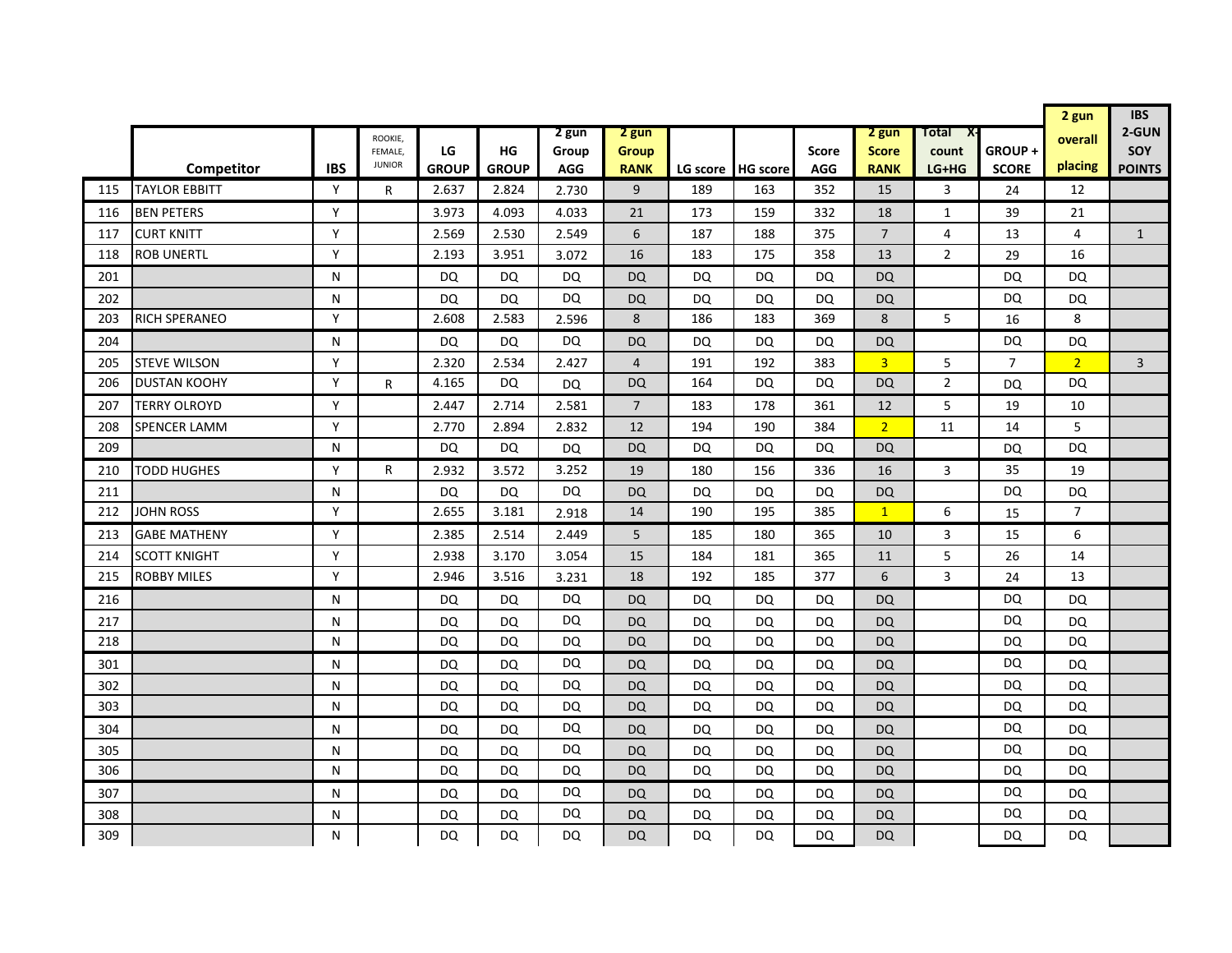|  | Competitor | IBS | ROOKIE, FEMALE, JUNIOR | LG GROUP | HG GROUP | 2 gun Group AGG | 2 gun Group RANK | LG score | HG score | Score AGG | 2 gun Score RANK | Total X-count LG+HG | GROUP + SCORE | 2 gun overall placing | IBS 2-GUN SOY POINTS |
|---|---|---|---|---|---|---|---|---|---|---|---|---|---|---|---|
| 115 | TAYLOR EBBITT | Y | R | 2.637 | 2.824 | 2.730 | 9 | 189 | 163 | 352 | 15 | 3 | 24 | 12 |  |
| 116 | BEN PETERS | Y |  | 3.973 | 4.093 | 4.033 | 21 | 173 | 159 | 332 | 18 | 1 | 39 | 21 |  |
| 117 | CURT KNITT | Y |  | 2.569 | 2.530 | 2.549 | 6 | 187 | 188 | 375 | 7 | 4 | 13 | 4 | 1 |
| 118 | ROB UNERTL | Y |  | 2.193 | 3.951 | 3.072 | 16 | 183 | 175 | 358 | 13 | 2 | 29 | 16 |  |
| 201 |  | N |  | DQ | DQ | DQ | DQ | DQ | DQ | DQ | DQ |  | DQ | DQ |  |
| 202 |  | N |  | DQ | DQ | DQ | DQ | DQ | DQ | DQ | DQ |  | DQ | DQ |  |
| 203 | RICH SPERANEO | Y |  | 2.608 | 2.583 | 2.596 | 8 | 186 | 183 | 369 | 8 | 5 | 16 | 8 |  |
| 204 |  | N |  | DQ | DQ | DQ | DQ | DQ | DQ | DQ | DQ |  | DQ | DQ |  |
| 205 | STEVE WILSON | Y |  | 2.320 | 2.534 | 2.427 | 4 | 191 | 192 | 383 | 3 | 5 | 7 | 2 | 3 |
| 206 | DUSTAN KOOHY | Y | R | 4.165 | DQ | DQ | DQ | 164 | DQ | DQ | DQ | 2 | DQ | DQ |  |
| 207 | TERRY OLROYD | Y |  | 2.447 | 2.714 | 2.581 | 7 | 183 | 178 | 361 | 12 | 5 | 19 | 10 |  |
| 208 | SPENCER LAMM | Y |  | 2.770 | 2.894 | 2.832 | 12 | 194 | 190 | 384 | 2 | 11 | 14 | 5 |  |
| 209 |  | N |  | DQ | DQ | DQ | DQ | DQ | DQ | DQ | DQ |  | DQ | DQ |  |
| 210 | TODD HUGHES | Y | R | 2.932 | 3.572 | 3.252 | 19 | 180 | 156 | 336 | 16 | 3 | 35 | 19 |  |
| 211 |  | N |  | DQ | DQ | DQ | DQ | DQ | DQ | DQ | DQ |  | DQ | DQ |  |
| 212 | JOHN ROSS | Y |  | 2.655 | 3.181 | 2.918 | 14 | 190 | 195 | 385 | 1 | 6 | 15 | 7 |  |
| 213 | GABE MATHENY | Y |  | 2.385 | 2.514 | 2.449 | 5 | 185 | 180 | 365 | 10 | 3 | 15 | 6 |  |
| 214 | SCOTT KNIGHT | Y |  | 2.938 | 3.170 | 3.054 | 15 | 184 | 181 | 365 | 11 | 5 | 26 | 14 |  |
| 215 | ROBBY MILES | Y |  | 2.946 | 3.516 | 3.231 | 18 | 192 | 185 | 377 | 6 | 3 | 24 | 13 |  |
| 216 |  | N |  | DQ | DQ | DQ | DQ | DQ | DQ | DQ | DQ |  | DQ | DQ |  |
| 217 |  | N |  | DQ | DQ | DQ | DQ | DQ | DQ | DQ | DQ |  | DQ | DQ |  |
| 218 |  | N |  | DQ | DQ | DQ | DQ | DQ | DQ | DQ | DQ |  | DQ | DQ |  |
| 301 |  | N |  | DQ | DQ | DQ | DQ | DQ | DQ | DQ | DQ |  | DQ | DQ |  |
| 302 |  | N |  | DQ | DQ | DQ | DQ | DQ | DQ | DQ | DQ |  | DQ | DQ |  |
| 303 |  | N |  | DQ | DQ | DQ | DQ | DQ | DQ | DQ | DQ |  | DQ | DQ |  |
| 304 |  | N |  | DQ | DQ | DQ | DQ | DQ | DQ | DQ | DQ |  | DQ | DQ |  |
| 305 |  | N |  | DQ | DQ | DQ | DQ | DQ | DQ | DQ | DQ |  | DQ | DQ |  |
| 306 |  | N |  | DQ | DQ | DQ | DQ | DQ | DQ | DQ | DQ |  | DQ | DQ |  |
| 307 |  | N |  | DQ | DQ | DQ | DQ | DQ | DQ | DQ | DQ |  | DQ | DQ |  |
| 308 |  | N |  | DQ | DQ | DQ | DQ | DQ | DQ | DQ | DQ |  | DQ | DQ |  |
| 309 |  | N |  | DQ | DQ | DQ | DQ | DQ | DQ | DQ | DQ |  | DQ | DQ |  |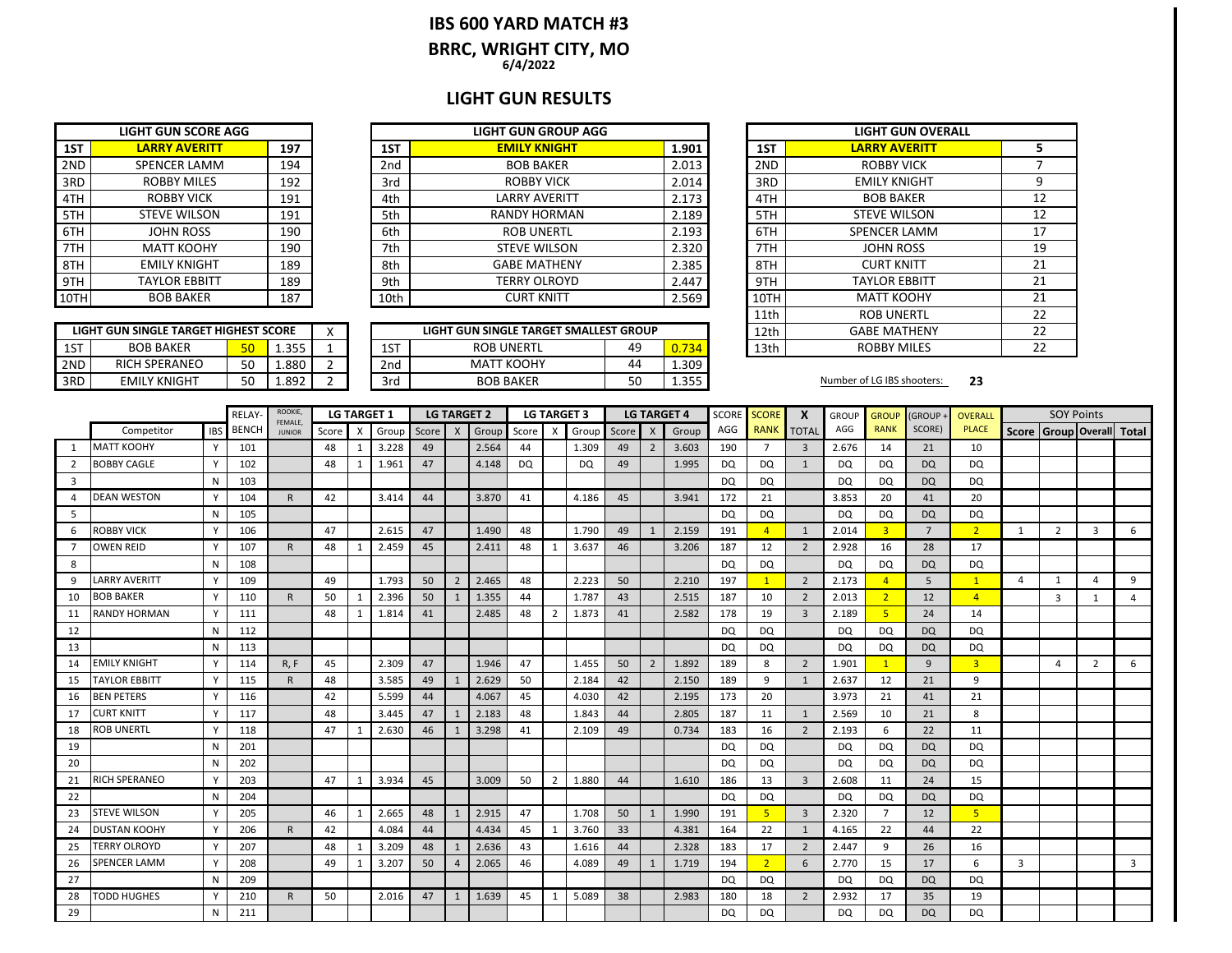# IBS 600 YARD MATCH #3

## BRRC, WRIGHT CITY, MO

**6/4/2022**

## LIGHT GUN RESULTS

| LIGHT GUN SCORE AGG | | |
|---|---|---|
| 1ST | **LARRY AVERITT** | **197** |
| 2ND | SPENCER LAMM | 194 |
| 3RD | ROBBY MILES | 192 |
| 4TH | ROBBY VICK | 191 |
| 5TH | STEVE WILSON | 191 |
| 6TH | JOHN ROSS | 190 |
| 7TH | MATT KOOHY | 190 |
| 8TH | EMILY KNIGHT | 189 |
| 9TH | TAYLOR EBBITT | 189 |
| 10TH | BOB BAKER | 187 |

| LIGHT GUN GROUP AGG | | |
|---|---|---|
| 1ST | **EMILY KNIGHT** | **1.901** |
| 2nd | BOB BAKER | 2.013 |
| 3rd | ROBBY VICK | 2.014 |
| 4th | LARRY AVERITT | 2.173 |
| 5th | RANDY HORMAN | 2.189 |
| 6th | ROB UNERTL | 2.193 |
| 7th | STEVE WILSON | 2.320 |
| 8th | GABE MATHENY | 2.385 |
| 9th | TERRY OLROYD | 2.447 |
| 10th | CURT KNITT | 2.569 |

| LIGHT GUN OVERALL | | |
|---|---|---|
| 1ST | **LARRY AVERITT** | **5** |
| 2ND | ROBBY VICK | 7 |
| 3RD | EMILY KNIGHT | 9 |
| 4TH | BOB BAKER | 12 |
| 5TH | STEVE WILSON | 12 |
| 6TH | SPENCER LAMM | 17 |
| 7TH | JOHN ROSS | 19 |
| 8TH | CURT KNITT | 21 |
| 9TH | TAYLOR EBBITT | 21 |
| 10TH | MATT KOOHY | 21 |
| 11th | ROB UNERTL | 22 |
| 12th | GABE MATHENY | 22 |
| 13th | ROBBY MILES | 22 |

| LIGHT GUN SINGLE TARGET HIGHEST SCORE | | | | X |
|---|---|---|---|---|
| 1ST | BOB BAKER | 50 | 1.355 | 1 |
| 2ND | RICH SPERANEO | 50 | 1.880 | 2 |
| 3RD | EMILY KNIGHT | 50 | 1.892 | 2 |

| LIGHT GUN SINGLE TARGET SMALLEST GROUP | | | |
|---|---|---|---|
| 1ST | ROB UNERTL | 49 | 0.734 |
| 2nd | MATT KOOHY | 44 | 1.309 |
| 3rd | BOB BAKER | 50 | 1.355 |

Number of LG IBS shooters: **23**

| | Competitor | IBS | RELAY-BENCH | ROOKIE, FEMALE, JUNIOR | LG TARGET 1 Score | X | Group | LG TARGET 2 Score | X | Group | LG TARGET 3 Score | X | Group | LG TARGET 4 Score | X | Group | SCORE AGG | SCORE RANK | X TOTAL | GROUP AGG | GROUP RANK | (GROUP + SCORE) | OVERALL PLACE | SOY Points Score | Group | Overall | Total |
|---|---|---|---|---|---|---|---|---|---|---|---|---|---|---|---|---|---|---|---|---|---|---|---|---|---|---|---|
| 1 | MATT KOOHY | Y | 101 | | 48 | 1 | 3.228 | 49 | | 2.564 | 44 | | 1.309 | 49 | 2 | 3.603 | 190 | 7 | 3 | 2.676 | 14 | 21 | 10 | | | | |
| 2 | BOBBY CAGLE | Y | 102 | | 48 | 1 | 1.961 | 47 | | 4.148 | DQ | | DQ | 49 | | 1.995 | DQ | DQ | 1 | DQ | DQ | DQ | DQ | | | | |
| 3 | | N | 103 | | | | | | | | | | | | | | DQ | DQ | | DQ | DQ | DQ | DQ | | | | |
| 4 | DEAN WESTON | Y | 104 | R | 42 | | 3.414 | 44 | | 3.870 | 41 | | 4.186 | 45 | | 3.941 | 172 | 21 | | 3.853 | 20 | 41 | 20 | | | | |
| 5 | | N | 105 | | | | | | | | | | | | | | DQ | DQ | | DQ | DQ | DQ | DQ | | | | |
| 6 | ROBBY VICK | Y | 106 | | 47 | | 2.615 | 47 | | 1.490 | 48 | | 1.790 | 49 | 1 | 2.159 | 191 | 4 | 1 | 2.014 | 3 | 7 | 2 | 1 | 2 | 3 | 6 |
| 7 | OWEN REID | Y | 107 | R | 48 | 1 | 2.459 | 45 | | 2.411 | 48 | 1 | 3.637 | 46 | | 3.206 | 187 | 12 | 2 | 2.928 | 16 | 28 | 17 | | | | |
| 8 | | N | 108 | | | | | | | | | | | | | | DQ | DQ | | DQ | DQ | DQ | DQ | | | | |
| 9 | LARRY AVERITT | Y | 109 | | 49 | | 1.793 | 50 | 2 | 2.465 | 48 | | 2.223 | 50 | | 2.210 | 197 | 1 | 2 | 2.173 | 4 | 5 | 1 | 4 | 1 | 4 | 9 |
| 10 | BOB BAKER | Y | 110 | R | 50 | 1 | 2.396 | 50 | 1 | 1.355 | 44 | | 1.787 | 43 | | 2.515 | 187 | 10 | 2 | 2.013 | 2 | 12 | 4 | | 3 | 1 | 4 |
| 11 | RANDY HORMAN | Y | 111 | | 48 | 1 | 1.814 | 41 | | 2.485 | 48 | 2 | 1.873 | 41 | | 2.582 | 178 | 19 | 3 | 2.189 | 5 | 24 | 14 | | | | |
| 12 | | N | 112 | | | | | | | | | | | | | | DQ | DQ | | DQ | DQ | DQ | DQ | | | | |
| 13 | | N | 113 | | | | | | | | | | | | | | DQ | DQ | | DQ | DQ | DQ | DQ | | | | |
| 14 | EMILY KNIGHT | Y | 114 | R, F | 45 | | 2.309 | 47 | | 1.946 | 47 | | 1.455 | 50 | 2 | 1.892 | 189 | 8 | 2 | 1.901 | 1 | 9 | 3 | | 4 | 2 | 6 |
| 15 | TAYLOR EBBITT | Y | 115 | R | 48 | | 3.585 | 49 | 1 | 2.629 | 50 | | 2.184 | 42 | | 2.150 | 189 | 9 | 1 | 2.637 | 12 | 21 | 9 | | | | |
| 16 | BEN PETERS | Y | 116 | | 42 | | 5.599 | 44 | | 4.067 | 45 | | 4.030 | 42 | | 2.195 | 173 | 20 | | 3.973 | 21 | 41 | 21 | | | | |
| 17 | CURT KNITT | Y | 117 | | 48 | | 3.445 | 47 | 1 | 2.183 | 48 | | 1.843 | 44 | | 2.805 | 187 | 11 | 1 | 2.569 | 10 | 21 | 8 | | | | |
| 18 | ROB UNERTL | Y | 118 | | 47 | 1 | 2.630 | 46 | 1 | 3.298 | 41 | | 2.109 | 49 | | 0.734 | 183 | 16 | 2 | 2.193 | 6 | 22 | 11 | | | | |
| 19 | | N | 201 | | | | | | | | | | | | | | DQ | DQ | | DQ | DQ | DQ | DQ | | | | |
| 20 | | N | 202 | | | | | | | | | | | | | | DQ | DQ | | DQ | DQ | DQ | DQ | | | | |
| 21 | RICH SPERANEO | Y | 203 | | 47 | 1 | 3.934 | 45 | | 3.009 | 50 | 2 | 1.880 | 44 | | 1.610 | 186 | 13 | 3 | 2.608 | 11 | 24 | 15 | | | | |
| 22 | | N | 204 | | | | | | | | | | | | | | DQ | DQ | | DQ | DQ | DQ | DQ | | | | |
| 23 | STEVE WILSON | Y | 205 | | 46 | 1 | 2.665 | 48 | 1 | 2.915 | 47 | | 1.708 | 50 | 1 | 1.990 | 191 | 5 | 3 | 2.320 | 7 | 12 | 5 | | | | |
| 24 | DUSTAN KOOHY | Y | 206 | R | 42 | | 4.084 | 44 | | 4.434 | 45 | 1 | 3.760 | 33 | | 4.381 | 164 | 22 | 1 | 4.165 | 22 | 44 | 22 | | | | |
| 25 | TERRY OLROYD | Y | 207 | | 48 | 1 | 3.209 | 48 | 1 | 2.636 | 43 | | 1.616 | 44 | | 2.328 | 183 | 17 | 2 | 2.447 | 9 | 26 | 16 | | | | |
| 26 | SPENCER LAMM | Y | 208 | | 49 | 1 | 3.207 | 50 | 4 | 2.065 | 46 | | 4.089 | 49 | 1 | 1.719 | 194 | 2 | 6 | 2.770 | 15 | 17 | 6 | 3 | | | 3 |
| 27 | | N | 209 | | | | | | | | | | | | | | DQ | DQ | | DQ | DQ | DQ | DQ | | | | |
| 28 | TODD HUGHES | Y | 210 | R | 50 | | 2.016 | 47 | 1 | 1.639 | 45 | 1 | 5.089 | 38 | | 2.983 | 180 | 18 | 2 | 2.932 | 17 | 35 | 19 | | | | |
| 29 | | N | 211 | | | | | | | | | | | | | | DQ | DQ | | DQ | DQ | DQ | DQ | | | | |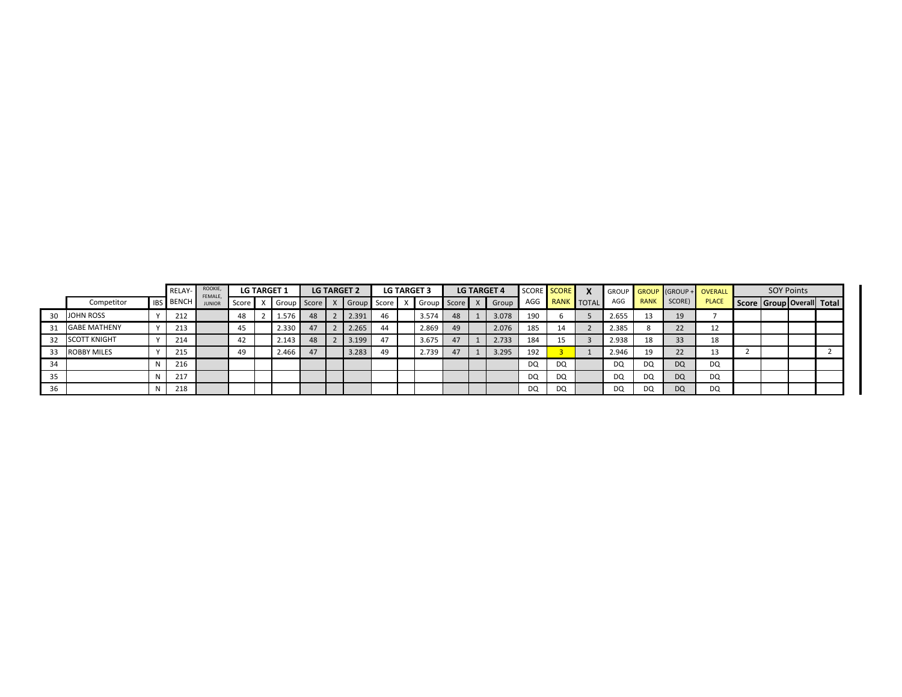| | Competitor | IBS | RELAY-BENCH | ROOKIE, FEMALE, JUNIOR | LG TARGET 1 | | | LG TARGET 2 | | | LG TARGET 3 | | | LG TARGET 4 | | | SCORE AGG | SCORE RANK | X TOTAL | GROUP AGG | GROUP RANK | (GROUP + SCORE) | OVERALL PLACE | SOY Points | | | |
|---|---|---|---|---|---|---|---|---|---|---|---|---|---|---|---|---|---|---|---|---|---|---|---|---|---|---|---|
| | | | | | Score | X | Group | Score | X | Group | Score | X | Group | Score | X | Group | | | | | | | | Score | Group | Overall | Total |
| 30 | JOHN ROSS | Y | 212 | | 48 | 2 | 1.576 | 48 | 2 | 2.391 | 46 | | 3.574 | 48 | 1 | 3.078 | 190 | 6 | 5 | 2.655 | 13 | 19 | 7 | | | | |
| 31 | GABE MATHENY | Y | 213 | | 45 | | 2.330 | 47 | 2 | 2.265 | 44 | | 2.869 | 49 | | 2.076 | 185 | 14 | 2 | 2.385 | 8 | 22 | 12 | | | | |
| 32 | SCOTT KNIGHT | Y | 214 | | 42 | | 2.143 | 48 | 2 | 3.199 | 47 | | 3.675 | 47 | 1 | 2.733 | 184 | 15 | 3 | 2.938 | 18 | 33 | 18 | | | | |
| 33 | ROBBY MILES | Y | 215 | | 49 | | 2.466 | 47 | | 3.283 | 49 | | 2.739 | 47 | 1 | 3.295 | 192 | 3 | 1 | 2.946 | 19 | 22 | 13 | 2 | | | 2 |
| 34 | | N | 216 | | | | | | | | | | | | | | DQ | DQ | | DQ | DQ | DQ | DQ | | | | |
| 35 | | N | 217 | | | | | | | | | | | | | | DQ | DQ | | DQ | DQ | DQ | DQ | | | | |
| 36 | | N | 218 | | | | | | | | | | | | | | DQ | DQ | | DQ | DQ | DQ | DQ | | | | |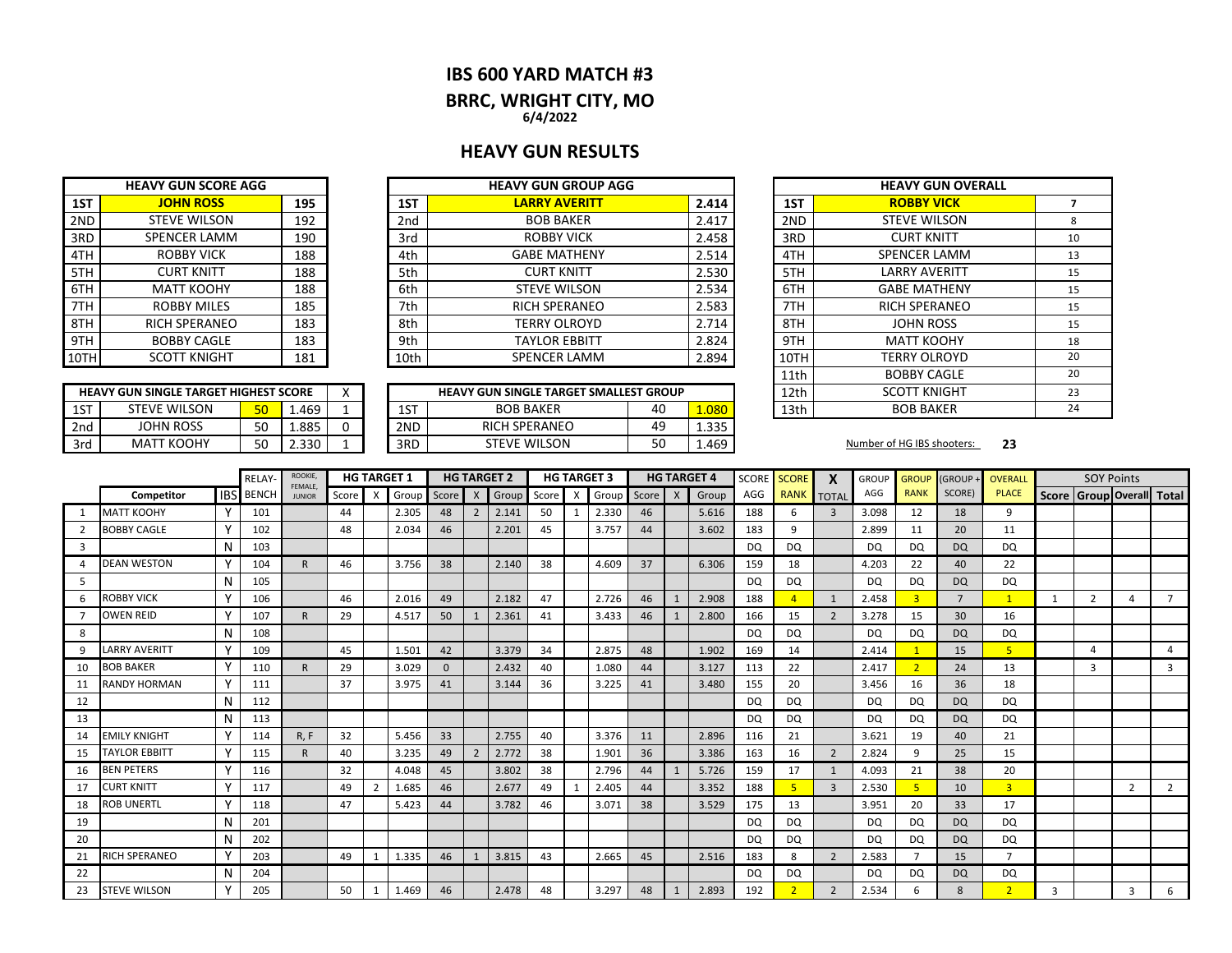# IBS 600 YARD MATCH #3

## BRRC, WRIGHT CITY, MO

**6/4/2022**

## HEAVY GUN RESULTS

| HEAVY GUN SCORE AGG | | |
|---|---|---|
| 1ST | **JOHN ROSS** | **195** |
| 2ND | STEVE WILSON | 192 |
| 3RD | SPENCER LAMM | 190 |
| 4TH | ROBBY VICK | 188 |
| 5TH | CURT KNITT | 188 |
| 6TH | MATT KOOHY | 188 |
| 7TH | ROBBY MILES | 185 |
| 8TH | RICH SPERANEO | 183 |
| 9TH | BOBBY CAGLE | 183 |
| 10TH | SCOTT KNIGHT | 181 |

| HEAVY GUN GROUP AGG | | |
|---|---|---|
| 1ST | **LARRY AVERITT** | **2.414** |
| 2nd | BOB BAKER | 2.417 |
| 3rd | ROBBY VICK | 2.458 |
| 4th | GABE MATHENY | 2.514 |
| 5th | CURT KNITT | 2.530 |
| 6th | STEVE WILSON | 2.534 |
| 7th | RICH SPERANEO | 2.583 |
| 8th | TERRY OLROYD | 2.714 |
| 9th | TAYLOR EBBITT | 2.824 |
| 10th | SPENCER LAMM | 2.894 |

| HEAVY GUN OVERALL | | |
|---|---|---|
| 1ST | **ROBBY VICK** | 7 |
| 2ND | STEVE WILSON | 8 |
| 3RD | CURT KNITT | 10 |
| 4TH | SPENCER LAMM | 13 |
| 5TH | LARRY AVERITT | 15 |
| 6TH | GABE MATHENY | 15 |
| 7TH | RICH SPERANEO | 15 |
| 8TH | JOHN ROSS | 15 |
| 9TH | MATT KOOHY | 18 |
| 10TH | TERRY OLROYD | 20 |
| 11th | BOBBY CAGLE | 20 |
| 12th | SCOTT KNIGHT | 23 |
| 13th | BOB BAKER | 24 |

| HEAVY GUN SINGLE TARGET HIGHEST SCORE | | | | X |
|---|---|---|---|---|
| 1ST | STEVE WILSON | 50 | 1.469 | 1 |
| 2nd | JOHN ROSS | 50 | 1.885 | 0 |
| 3rd | MATT KOOHY | 50 | 2.330 | 1 |

| HEAVY GUN SINGLE TARGET SMALLEST GROUP | | | |
|---|---|---|---|
| 1ST | BOB BAKER | 40 | 1.080 |
| 2ND | RICH SPERANEO | 49 | 1.335 |
| 3RD | STEVE WILSON | 50 | 1.469 |

Number of HG IBS shooters: **23**

| | | | RELAY- | ROOKIE, FEMALE, JUNIOR | HG TARGET 1 | | | HG TARGET 2 | | | HG TARGET 3 | | | HG TARGET 4 | | | SCORE | SCORE | X | GROUP | GROUP | (GROUP + | OVERALL | SOY Points | | | |
|---|---|---|---|---|---|---|---|---|---|---|---|---|---|---|---|---|---|---|---|---|---|---|---|---|---|---|---|
| | Competitor | IBS | BENCH | | Score | X | Group | Score | X | Group | Score | X | Group | Score | X | Group | AGG | RANK | TOTAL | AGG | RANK | SCORE) | PLACE | Score | Group | Overall | Total |
| 1 | MATT KOOHY | Y | 101 | | 44 | | 2.305 | 48 | 2 | 2.141 | 50 | 1 | 2.330 | 46 | | 5.616 | 188 | 6 | 3 | 3.098 | 12 | 18 | 9 | | | | |
| 2 | BOBBY CAGLE | Y | 102 | | 48 | | 2.034 | 46 | | 2.201 | 45 | | 3.757 | 44 | | 3.602 | 183 | 9 | | 2.899 | 11 | 20 | 11 | | | | |
| 3 | | N | 103 | | | | | | | | | | | | | | DQ | DQ | | DQ | DQ | DQ | DQ | | | | |
| 4 | DEAN WESTON | Y | 104 | R | 46 | | 3.756 | 38 | | 2.140 | 38 | | 4.609 | 37 | | 6.306 | 159 | 18 | | 4.203 | 22 | 40 | 22 | | | | |
| 5 | | N | 105 | | | | | | | | | | | | | | DQ | DQ | | DQ | DQ | DQ | DQ | | | | |
| 6 | ROBBY VICK | Y | 106 | | 46 | | 2.016 | 49 | | 2.182 | 47 | | 2.726 | 46 | 1 | 2.908 | 188 | 4 | 1 | 2.458 | 3 | 7 | 1 | 1 | 2 | 4 | 7 |
| 7 | OWEN REID | Y | 107 | R | 29 | | 4.517 | 50 | 1 | 2.361 | 41 | | 3.433 | 46 | 1 | 2.800 | 166 | 15 | 2 | 3.278 | 15 | 30 | 16 | | | | |
| 8 | | N | 108 | | | | | | | | | | | | | | DQ | DQ | | DQ | DQ | DQ | DQ | | | | |
| 9 | LARRY AVERITT | Y | 109 | | 45 | | 1.501 | 42 | | 3.379 | 34 | | 2.875 | 48 | | 1.902 | 169 | 14 | | 2.414 | 1 | 15 | 5 | | 4 | | 4 |
| 10 | BOB BAKER | Y | 110 | R | 29 | | 3.029 | 0 | | 2.432 | 40 | | 1.080 | 44 | | 3.127 | 113 | 22 | | 2.417 | 2 | 24 | 13 | | 3 | | 3 |
| 11 | RANDY HORMAN | Y | 111 | | 37 | | 3.975 | 41 | | 3.144 | 36 | | 3.225 | 41 | | 3.480 | 155 | 20 | | 3.456 | 16 | 36 | 18 | | | | |
| 12 | | N | 112 | | | | | | | | | | | | | | DQ | DQ | | DQ | DQ | DQ | DQ | | | | |
| 13 | | N | 113 | | | | | | | | | | | | | | DQ | DQ | | DQ | DQ | DQ | DQ | | | | |
| 14 | EMILY KNIGHT | Y | 114 | R, F | 32 | | 5.456 | 33 | | 2.755 | 40 | | 3.376 | 11 | | 2.896 | 116 | 21 | | 3.621 | 19 | 40 | 21 | | | | |
| 15 | TAYLOR EBBITT | Y | 115 | R | 40 | | 3.235 | 49 | 2 | 2.772 | 38 | | 1.901 | 36 | | 3.386 | 163 | 16 | 2 | 2.824 | 9 | 25 | 15 | | | | |
| 16 | BEN PETERS | Y | 116 | | 32 | | 4.048 | 45 | | 3.802 | 38 | | 2.796 | 44 | 1 | 5.726 | 159 | 17 | 1 | 4.093 | 21 | 38 | 20 | | | | |
| 17 | CURT KNITT | Y | 117 | | 49 | 2 | 1.685 | 46 | | 2.677 | 49 | 1 | 2.405 | 44 | | 3.352 | 188 | 5 | 3 | 2.530 | 5 | 10 | 3 | | | 2 | 2 |
| 18 | ROB UNERTL | Y | 118 | | 47 | | 5.423 | 44 | | 3.782 | 46 | | 3.071 | 38 | | 3.529 | 175 | 13 | | 3.951 | 20 | 33 | 17 | | | | |
| 19 | | N | 201 | | | | | | | | | | | | | | DQ | DQ | | DQ | DQ | DQ | DQ | | | | |
| 20 | | N | 202 | | | | | | | | | | | | | | DQ | DQ | | DQ | DQ | DQ | DQ | | | | |
| 21 | RICH SPERANEO | Y | 203 | | 49 | 1 | 1.335 | 46 | 1 | 3.815 | 43 | | 2.665 | 45 | | 2.516 | 183 | 8 | 2 | 2.583 | 7 | 15 | 7 | | | | |
| 22 | | N | 204 | | | | | | | | | | | | | | DQ | DQ | | DQ | DQ | DQ | DQ | | | | |
| 23 | STEVE WILSON | Y | 205 | | 50 | 1 | 1.469 | 46 | | 2.478 | 48 | | 3.297 | 48 | 1 | 2.893 | 192 | 2 | 2 | 2.534 | 6 | 8 | 2 | 3 | | 3 | 6 |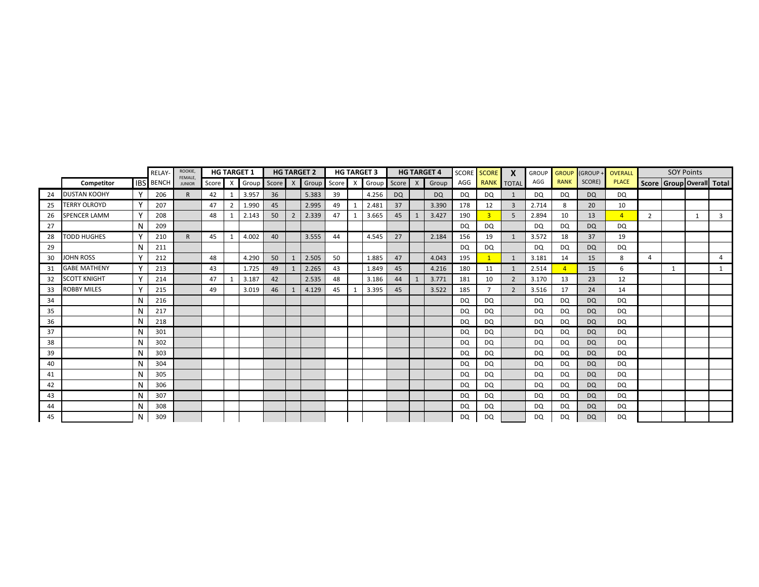| | Competitor | IBS | RELAY-BENCH | ROOKIE, FEMALE, JUNIOR | HG TARGET 1 | | | HG TARGET 2 | | | HG TARGET 3 | | | HG TARGET 4 | | | SCORE AGG | SCORE RANK | X TOTAL | GROUP AGG | GROUP RANK | (GROUP + SCORE) | OVERALL PLACE | SOY Points | | | |
|---|---|---|---|---|---|---|---|---|---|---|---|---|---|---|---|---|---|---|---|---|---|---|---|---|---|---|---|
| | | | | | Score | X | Group | Score | X | Group | Score | X | Group | Score | X | Group | | | | | | | | Score | Group | Overall | Total |
| 24 | DUSTAN KOOHY | Y | 206 | R | 42 | 1 | 3.957 | 36 | | 5.383 | 39 | | 4.256 | DQ | | DQ | DQ | DQ | 1 | DQ | DQ | DQ | DQ | | | | |
| 25 | TERRY OLROYD | Y | 207 | | 47 | 2 | 1.990 | 45 | | 2.995 | 49 | 1 | 2.481 | 37 | | 3.390 | 178 | 12 | 3 | 2.714 | 8 | 20 | 10 | | | | |
| 26 | SPENCER LAMM | Y | 208 | | 48 | 1 | 2.143 | 50 | 2 | 2.339 | 47 | 1 | 3.665 | 45 | 1 | 3.427 | 190 | 3 | 5 | 2.894 | 10 | 13 | 4 | 2 | | 1 | 3 |
| 27 | | N | 209 | | | | | | | | | | | | | | DQ | DQ | | DQ | DQ | DQ | DQ | | | | |
| 28 | TODD HUGHES | Y | 210 | R | 45 | 1 | 4.002 | 40 | | 3.555 | 44 | | 4.545 | 27 | | 2.184 | 156 | 19 | 1 | 3.572 | 18 | 37 | 19 | | | | |
| 29 | | N | 211 | | | | | | | | | | | | | | DQ | DQ | | DQ | DQ | DQ | DQ | | | | |
| 30 | JOHN ROSS | Y | 212 | | 48 | | 4.290 | 50 | 1 | 2.505 | 50 | | 1.885 | 47 | | 4.043 | 195 | 1 | 1 | 3.181 | 14 | 15 | 8 | 4 | | | 4 |
| 31 | GABE MATHENY | Y | 213 | | 43 | | 1.725 | 49 | 1 | 2.265 | 43 | | 1.849 | 45 | | 4.216 | 180 | 11 | 1 | 2.514 | 4 | 15 | 6 | | 1 | | 1 |
| 32 | SCOTT KNIGHT | Y | 214 | | 47 | 1 | 3.187 | 42 | | 2.535 | 48 | | 3.186 | 44 | 1 | 3.771 | 181 | 10 | 2 | 3.170 | 13 | 23 | 12 | | | | |
| 33 | ROBBY MILES | Y | 215 | | 49 | | 3.019 | 46 | 1 | 4.129 | 45 | 1 | 3.395 | 45 | | 3.522 | 185 | 7 | 2 | 3.516 | 17 | 24 | 14 | | | | |
| 34 | | N | 216 | | | | | | | | | | | | | | DQ | DQ | | DQ | DQ | DQ | DQ | | | | |
| 35 | | N | 217 | | | | | | | | | | | | | | DQ | DQ | | DQ | DQ | DQ | DQ | | | | |
| 36 | | N | 218 | | | | | | | | | | | | | | DQ | DQ | | DQ | DQ | DQ | DQ | | | | |
| 37 | | N | 301 | | | | | | | | | | | | | | DQ | DQ | | DQ | DQ | DQ | DQ | | | | |
| 38 | | N | 302 | | | | | | | | | | | | | | DQ | DQ | | DQ | DQ | DQ | DQ | | | | |
| 39 | | N | 303 | | | | | | | | | | | | | | DQ | DQ | | DQ | DQ | DQ | DQ | | | | |
| 40 | | N | 304 | | | | | | | | | | | | | | DQ | DQ | | DQ | DQ | DQ | DQ | | | | |
| 41 | | N | 305 | | | | | | | | | | | | | | DQ | DQ | | DQ | DQ | DQ | DQ | | | | |
| 42 | | N | 306 | | | | | | | | | | | | | | DQ | DQ | | DQ | DQ | DQ | DQ | | | | |
| 43 | | N | 307 | | | | | | | | | | | | | | DQ | DQ | | DQ | DQ | DQ | DQ | | | | |
| 44 | | N | 308 | | | | | | | | | | | | | | DQ | DQ | | DQ | DQ | DQ | DQ | | | | |
| 45 | | N | 309 | | | | | | | | | | | | | | DQ | DQ | | DQ | DQ | DQ | DQ | | | | |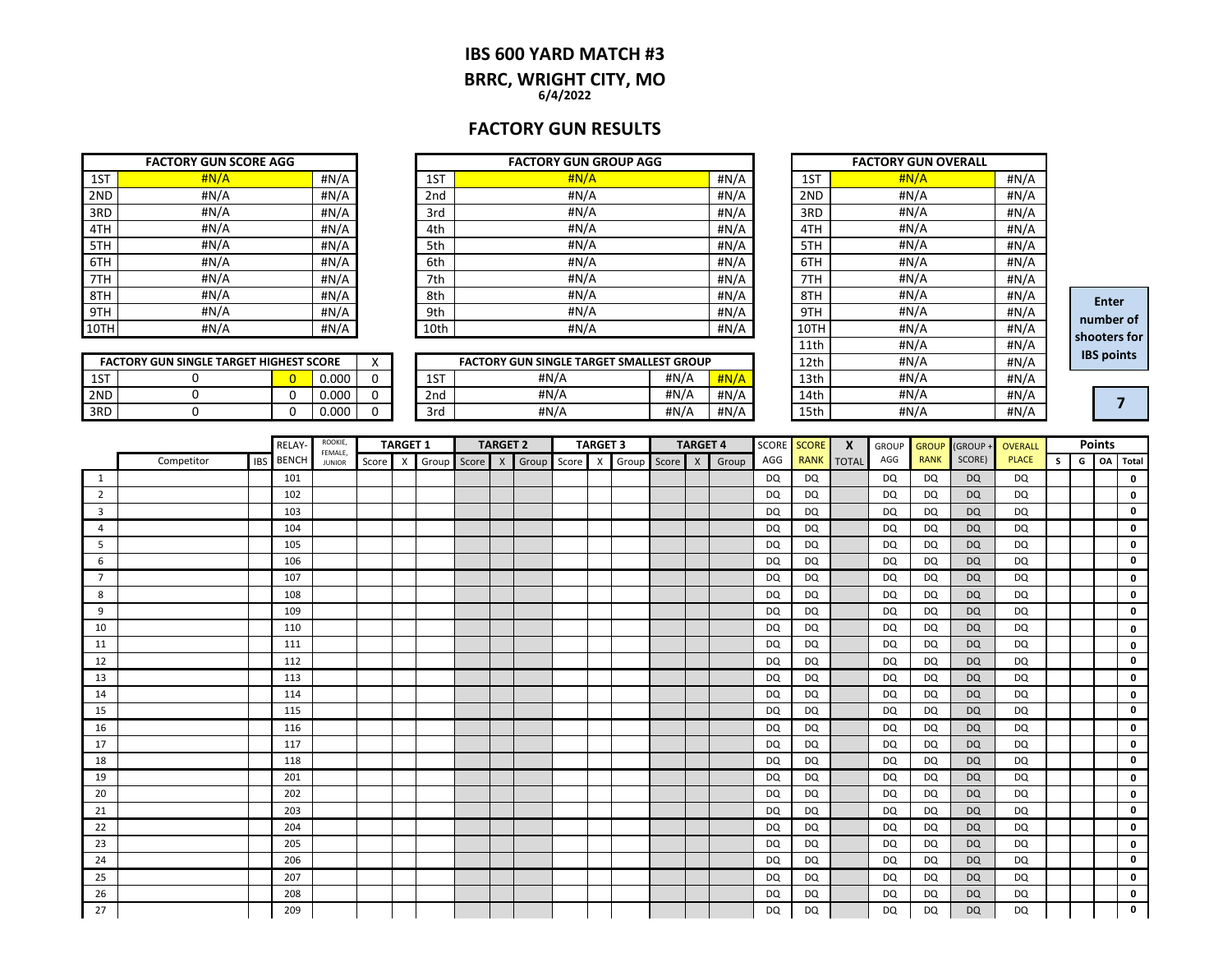# IBS 600 YARD MATCH #3

## BRRC, WRIGHT CITY, MO

6/4/2022

## FACTORY GUN RESULTS

| FACTORY GUN SCORE AGG | | |
|---|---|---|
| 1ST | #N/A | #N/A |
| 2ND | #N/A | #N/A |
| 3RD | #N/A | #N/A |
| 4TH | #N/A | #N/A |
| 5TH | #N/A | #N/A |
| 6TH | #N/A | #N/A |
| 7TH | #N/A | #N/A |
| 8TH | #N/A | #N/A |
| 9TH | #N/A | #N/A |
| 10TH | #N/A | #N/A |

| FACTORY GUN GROUP AGG | | |
|---|---|---|
| 1ST | #N/A | #N/A |
| 2nd | #N/A | #N/A |
| 3rd | #N/A | #N/A |
| 4th | #N/A | #N/A |
| 5th | #N/A | #N/A |
| 6th | #N/A | #N/A |
| 7th | #N/A | #N/A |
| 8th | #N/A | #N/A |
| 9th | #N/A | #N/A |
| 10th | #N/A | #N/A |

| FACTORY GUN OVERALL | | |
|---|---|---|
| 1ST | #N/A | #N/A |
| 2ND | #N/A | #N/A |
| 3RD | #N/A | #N/A |
| 4TH | #N/A | #N/A |
| 5TH | #N/A | #N/A |
| 6TH | #N/A | #N/A |
| 7TH | #N/A | #N/A |
| 8TH | #N/A | #N/A |
| 9TH | #N/A | #N/A |
| 10TH | #N/A | #N/A |
| 11th | #N/A | #N/A |
| 12th | #N/A | #N/A |
| 13th | #N/A | #N/A |
| 14th | #N/A | #N/A |
| 15th | #N/A | #N/A |

| FACTORY GUN SINGLE TARGET HIGHEST SCORE | | | | X |
|---|---|---|---|---|
| 1ST | 0 | 0 | 0.000 | 0 |
| 2ND | 0 | 0 | 0.000 | 0 |
| 3RD | 0 | 0 | 0.000 | 0 |

| FACTORY GUN SINGLE TARGET SMALLEST GROUP | | | |
|---|---|---|---|
| 1ST | #N/A | #N/A | #N/A |
| 2nd | #N/A | #N/A | #N/A |
| 3rd | #N/A | #N/A | #N/A |

Enter number of shooters for IBS points: 7

| | Competitor | IBS | RELAY-BENCH | ROOKIE, FEMALE, JUNIOR | TARGET 1 Score | X | Group | TARGET 2 Score | X | Group | TARGET 3 Score | X | Group | TARGET 4 Score | X | Group | SCORE AGG | SCORE RANK | X TOTAL | GROUP AGG | GROUP RANK | (GROUP + SCORE) | OVERALL PLACE | Points S | G | OA | Total |
|---|---|---|---|---|---|---|---|---|---|---|---|---|---|---|---|---|---|---|---|---|---|---|---|---|---|---|---|
| 1 | | | 101 | | | | | | | | | | | | | | DQ | DQ | | DQ | DQ | DQ | DQ | | | | 0 |
| 2 | | | 102 | | | | | | | | | | | | | | DQ | DQ | | DQ | DQ | DQ | DQ | | | | 0 |
| 3 | | | 103 | | | | | | | | | | | | | | DQ | DQ | | DQ | DQ | DQ | DQ | | | | 0 |
| 4 | | | 104 | | | | | | | | | | | | | | DQ | DQ | | DQ | DQ | DQ | DQ | | | | 0 |
| 5 | | | 105 | | | | | | | | | | | | | | DQ | DQ | | DQ | DQ | DQ | DQ | | | | 0 |
| 6 | | | 106 | | | | | | | | | | | | | | DQ | DQ | | DQ | DQ | DQ | DQ | | | | 0 |
| 7 | | | 107 | | | | | | | | | | | | | | DQ | DQ | | DQ | DQ | DQ | DQ | | | | 0 |
| 8 | | | 108 | | | | | | | | | | | | | | DQ | DQ | | DQ | DQ | DQ | DQ | | | | 0 |
| 9 | | | 109 | | | | | | | | | | | | | | DQ | DQ | | DQ | DQ | DQ | DQ | | | | 0 |
| 10 | | | 110 | | | | | | | | | | | | | | DQ | DQ | | DQ | DQ | DQ | DQ | | | | 0 |
| 11 | | | 111 | | | | | | | | | | | | | | DQ | DQ | | DQ | DQ | DQ | DQ | | | | 0 |
| 12 | | | 112 | | | | | | | | | | | | | | DQ | DQ | | DQ | DQ | DQ | DQ | | | | 0 |
| 13 | | | 113 | | | | | | | | | | | | | | DQ | DQ | | DQ | DQ | DQ | DQ | | | | 0 |
| 14 | | | 114 | | | | | | | | | | | | | | DQ | DQ | | DQ | DQ | DQ | DQ | | | | 0 |
| 15 | | | 115 | | | | | | | | | | | | | | DQ | DQ | | DQ | DQ | DQ | DQ | | | | 0 |
| 16 | | | 116 | | | | | | | | | | | | | | DQ | DQ | | DQ | DQ | DQ | DQ | | | | 0 |
| 17 | | | 117 | | | | | | | | | | | | | | DQ | DQ | | DQ | DQ | DQ | DQ | | | | 0 |
| 18 | | | 118 | | | | | | | | | | | | | | DQ | DQ | | DQ | DQ | DQ | DQ | | | | 0 |
| 19 | | | 201 | | | | | | | | | | | | | | DQ | DQ | | DQ | DQ | DQ | DQ | | | | 0 |
| 20 | | | 202 | | | | | | | | | | | | | | DQ | DQ | | DQ | DQ | DQ | DQ | | | | 0 |
| 21 | | | 203 | | | | | | | | | | | | | | DQ | DQ | | DQ | DQ | DQ | DQ | | | | 0 |
| 22 | | | 204 | | | | | | | | | | | | | | DQ | DQ | | DQ | DQ | DQ | DQ | | | | 0 |
| 23 | | | 205 | | | | | | | | | | | | | | DQ | DQ | | DQ | DQ | DQ | DQ | | | | 0 |
| 24 | | | 206 | | | | | | | | | | | | | | DQ | DQ | | DQ | DQ | DQ | DQ | | | | 0 |
| 25 | | | 207 | | | | | | | | | | | | | | DQ | DQ | | DQ | DQ | DQ | DQ | | | | 0 |
| 26 | | | 208 | | | | | | | | | | | | | | DQ | DQ | | DQ | DQ | DQ | DQ | | | | 0 |
| 27 | | | 209 | | | | | | | | | | | | | | DQ | DQ | | DQ | DQ | DQ | DQ | | | | 0 |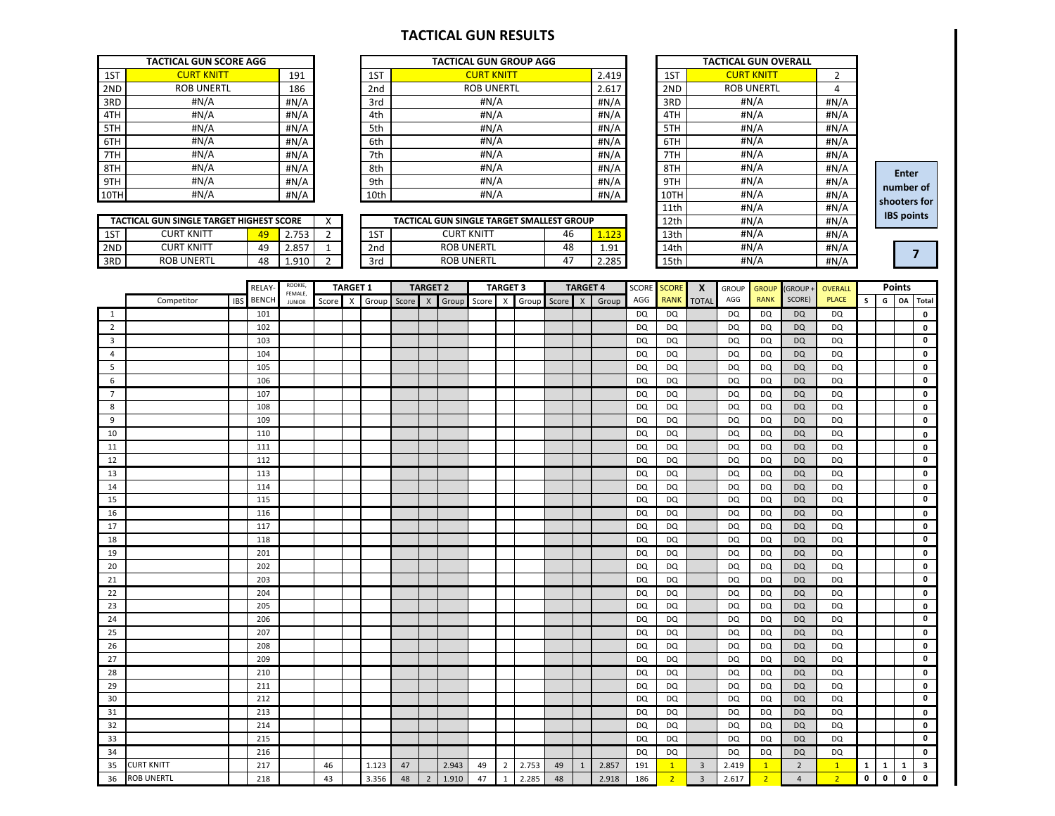# TACTICAL GUN RESULTS

| TACTICAL GUN SCORE AGG | | |
|---|---|---|
| 1ST | CURT KNITT | 191 |
| 2ND | ROB UNERTL | 186 |
| 3RD | #N/A | #N/A |
| 4TH | #N/A | #N/A |
| 5TH | #N/A | #N/A |
| 6TH | #N/A | #N/A |
| 7TH | #N/A | #N/A |
| 8TH | #N/A | #N/A |
| 9TH | #N/A | #N/A |
| 10TH | #N/A | #N/A |

| TACTICAL GUN GROUP AGG | | |
|---|---|---|
| 1ST | CURT KNITT | 2.419 |
| 2nd | ROB UNERTL | 2.617 |
| 3rd | #N/A | #N/A |
| 4th | #N/A | #N/A |
| 5th | #N/A | #N/A |
| 6th | #N/A | #N/A |
| 7th | #N/A | #N/A |
| 8th | #N/A | #N/A |
| 9th | #N/A | #N/A |
| 10th | #N/A | #N/A |

| TACTICAL GUN OVERALL | | |
|---|---|---|
| 1ST | CURT KNITT | 2 |
| 2ND | ROB UNERTL | 4 |
| 3RD | #N/A | #N/A |
| 4TH | #N/A | #N/A |
| 5TH | #N/A | #N/A |
| 6TH | #N/A | #N/A |
| 7TH | #N/A | #N/A |
| 8TH | #N/A | #N/A |
| 9TH | #N/A | #N/A |
| 10TH | #N/A | #N/A |
| 11th | #N/A | #N/A |
| 12th | #N/A | #N/A |
| 13th | #N/A | #N/A |
| 14th | #N/A | #N/A |
| 15th | #N/A | #N/A |

| TACTICAL GUN SINGLE TARGET HIGHEST SCORE | | | | X |
|---|---|---|---|---|
| 1ST | CURT KNITT | 49 | 2.753 | 2 |
| 2ND | CURT KNITT | 49 | 2.857 | 1 |
| 3RD | ROB UNERTL | 48 | 1.910 | 2 |

| TACTICAL GUN SINGLE TARGET SMALLEST GROUP | | | |
|---|---|---|---|
| 1ST | CURT KNITT | 46 | 1.123 |
| 2nd | ROB UNERTL | 48 | 1.91 |
| 3rd | ROB UNERTL | 47 | 2.285 |

**Enter number of shooters for IBS points**

**7**

| | | | RELAY- | ROOKIE, FEMALE, | TARGET 1 | | | TARGET 2 | | | TARGET 3 | | | TARGET 4 | | | SCORE | SCORE | X | GROUP | GROUP | (GROUP + | OVERALL | Points | | | |
|---|---|---|---|---|---|---|---|---|---|---|---|---|---|---|---|---|---|---|---|---|---|---|---|---|---|---|---|
| | Competitor | IBS | BENCH | JUNIOR | Score | X | Group | Score | X | Group | Score | X | Group | Score | X | Group | AGG | RANK | TOTAL | AGG | RANK | SCORE) | PLACE | S | G | OA | Total |
| 1 | | | 101 | | | | | | | | | | | | | | DQ | DQ | | DQ | DQ | DQ | DQ | | | | 0 |
| 2 | | | 102 | | | | | | | | | | | | | | DQ | DQ | | DQ | DQ | DQ | DQ | | | | 0 |
| 3 | | | 103 | | | | | | | | | | | | | | DQ | DQ | | DQ | DQ | DQ | DQ | | | | 0 |
| 4 | | | 104 | | | | | | | | | | | | | | DQ | DQ | | DQ | DQ | DQ | DQ | | | | 0 |
| 5 | | | 105 | | | | | | | | | | | | | | DQ | DQ | | DQ | DQ | DQ | DQ | | | | 0 |
| 6 | | | 106 | | | | | | | | | | | | | | DQ | DQ | | DQ | DQ | DQ | DQ | | | | 0 |
| 7 | | | 107 | | | | | | | | | | | | | | DQ | DQ | | DQ | DQ | DQ | DQ | | | | 0 |
| 8 | | | 108 | | | | | | | | | | | | | | DQ | DQ | | DQ | DQ | DQ | DQ | | | | 0 |
| 9 | | | 109 | | | | | | | | | | | | | | DQ | DQ | | DQ | DQ | DQ | DQ | | | | 0 |
| 10 | | | 110 | | | | | | | | | | | | | | DQ | DQ | | DQ | DQ | DQ | DQ | | | | 0 |
| 11 | | | 111 | | | | | | | | | | | | | | DQ | DQ | | DQ | DQ | DQ | DQ | | | | 0 |
| 12 | | | 112 | | | | | | | | | | | | | | DQ | DQ | | DQ | DQ | DQ | DQ | | | | 0 |
| 13 | | | 113 | | | | | | | | | | | | | | DQ | DQ | | DQ | DQ | DQ | DQ | | | | 0 |
| 14 | | | 114 | | | | | | | | | | | | | | DQ | DQ | | DQ | DQ | DQ | DQ | | | | 0 |
| 15 | | | 115 | | | | | | | | | | | | | | DQ | DQ | | DQ | DQ | DQ | DQ | | | | 0 |
| 16 | | | 116 | | | | | | | | | | | | | | DQ | DQ | | DQ | DQ | DQ | DQ | | | | 0 |
| 17 | | | 117 | | | | | | | | | | | | | | DQ | DQ | | DQ | DQ | DQ | DQ | | | | 0 |
| 18 | | | 118 | | | | | | | | | | | | | | DQ | DQ | | DQ | DQ | DQ | DQ | | | | 0 |
| 19 | | | 201 | | | | | | | | | | | | | | DQ | DQ | | DQ | DQ | DQ | DQ | | | | 0 |
| 20 | | | 202 | | | | | | | | | | | | | | DQ | DQ | | DQ | DQ | DQ | DQ | | | | 0 |
| 21 | | | 203 | | | | | | | | | | | | | | DQ | DQ | | DQ | DQ | DQ | DQ | | | | 0 |
| 22 | | | 204 | | | | | | | | | | | | | | DQ | DQ | | DQ | DQ | DQ | DQ | | | | 0 |
| 23 | | | 205 | | | | | | | | | | | | | | DQ | DQ | | DQ | DQ | DQ | DQ | | | | 0 |
| 24 | | | 206 | | | | | | | | | | | | | | DQ | DQ | | DQ | DQ | DQ | DQ | | | | 0 |
| 25 | | | 207 | | | | | | | | | | | | | | DQ | DQ | | DQ | DQ | DQ | DQ | | | | 0 |
| 26 | | | 208 | | | | | | | | | | | | | | DQ | DQ | | DQ | DQ | DQ | DQ | | | | 0 |
| 27 | | | 209 | | | | | | | | | | | | | | DQ | DQ | | DQ | DQ | DQ | DQ | | | | 0 |
| 28 | | | 210 | | | | | | | | | | | | | | DQ | DQ | | DQ | DQ | DQ | DQ | | | | 0 |
| 29 | | | 211 | | | | | | | | | | | | | | DQ | DQ | | DQ | DQ | DQ | DQ | | | | 0 |
| 30 | | | 212 | | | | | | | | | | | | | | DQ | DQ | | DQ | DQ | DQ | DQ | | | | 0 |
| 31 | | | 213 | | | | | | | | | | | | | | DQ | DQ | | DQ | DQ | DQ | DQ | | | | 0 |
| 32 | | | 214 | | | | | | | | | | | | | | DQ | DQ | | DQ | DQ | DQ | DQ | | | | 0 |
| 33 | | | 215 | | | | | | | | | | | | | | DQ | DQ | | DQ | DQ | DQ | DQ | | | | 0 |
| 34 | | | 216 | | | | | | | | | | | | | | DQ | DQ | | DQ | DQ | DQ | DQ | | | | 0 |
| 35 | CURT KNITT | | 217 | | 46 | | 1.123 | 47 | | 2.943 | 49 | 2 | 2.753 | 49 | 1 | 2.857 | 191 | 1 | 3 | 2.419 | 1 | 2 | 1 | 1 | 1 | 1 | 3 |
| 36 | ROB UNERTL | | 218 | | 43 | | 3.356 | 48 | 2 | 1.910 | 47 | 1 | 2.285 | 48 | | 2.918 | 186 | 2 | 3 | 2.617 | 2 | 4 | 2 | 0 | 0 | 0 | 0 |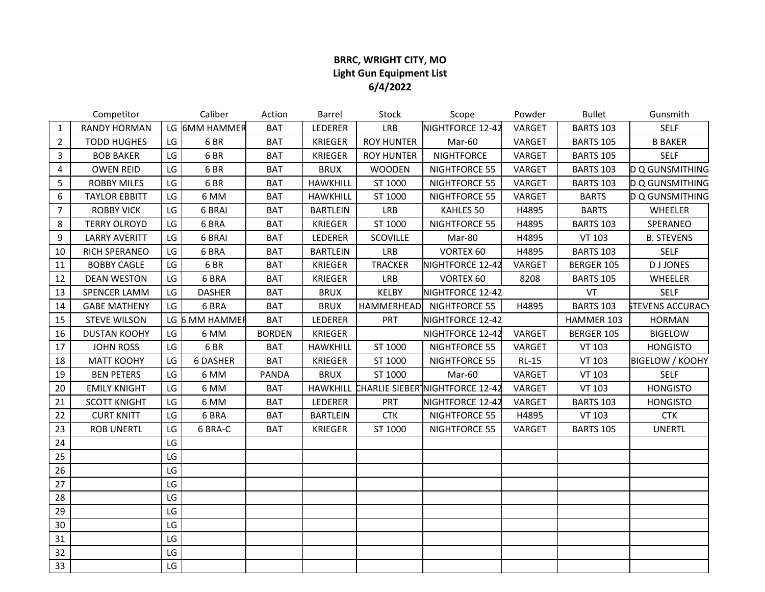**BRRC, WRIGHT CITY, MO**
**Light Gun Equipment List**
**6/4/2022**

| | Competitor | | Caliber | Action | Barrel | Stock | Scope | Powder | Bullet | Gunsmith |
|---|---|---|---|---|---|---|---|---|---|---|
| 1 | RANDY HORMAN | LG | 6MM HAMMER | BAT | LEDERER | LRB | NIGHTFORCE 12-42 | VARGET | BARTS 103 | SELF |
| 2 | TODD HUGHES | LG | 6 BR | BAT | KRIEGER | ROY HUNTER | Mar-60 | VARGET | BARTS 105 | B BAKER |
| 3 | BOB BAKER | LG | 6 BR | BAT | KRIEGER | ROY HUNTER | NIGHTFORCE | VARGET | BARTS 105 | SELF |
| 4 | OWEN REID | LG | 6 BR | BAT | BRUX | WOODEN | NIGHTFORCE 55 | VARGET | BARTS 103 | D Q GUNSMITHING |
| 5 | ROBBY MILES | LG | 6 BR | BAT | HAWKHILL | ST 1000 | NIGHTFORCE 55 | VARGET | BARTS 103 | D Q GUNSMITHING |
| 6 | TAYLOR EBBITT | LG | 6 MM | BAT | HAWKHILL | ST 1000 | NIGHTFORCE 55 | VARGET | BARTS | D Q GUNSMITHING |
| 7 | ROBBY VICK | LG | 6 BRAI | BAT | BARTLEIN | LRB | KAHLES 50 | H4895 | BARTS | WHEELER |
| 8 | TERRY OLROYD | LG | 6 BRA | BAT | KRIEGER | ST 1000 | NIGHTFORCE 55 | H4895 | BARTS 103 | SPERANEO |
| 9 | LARRY AVERITT | LG | 6 BRAI | BAT | LEDERER | SCOVILLE | Mar-80 | H4895 | VT 103 | B. STEVENS |
| 10 | RICH SPERANEO | LG | 6 BRA | BAT | BARTLEIN | LRB | VORTEX 60 | H4895 | BARTS 103 | SELF |
| 11 | BOBBY CAGLE | LG | 6 BR | BAT | KRIEGER | TRACKER | NIGHTFORCE 12-42 | VARGET | BERGER 105 | D J JONES |
| 12 | DEAN WESTON | LG | 6 BRA | BAT | KRIEGER | LRB | VORTEX 60 | 8208 | BARTS 105 | WHEELER |
| 13 | SPENCER LAMM | LG | DASHER | BAT | BRUX | KELBY | NIGHTFORCE 12-42 | | VT | SELF |
| 14 | GABE MATHENY | LG | 6 BRA | BAT | BRUX | HAMMERHEAD | NIGHTFORCE 55 | H4895 | BARTS 103 | STEVENS ACCURACY |
| 15 | STEVE WILSON | LG | 6 MM HAMMER | BAT | LEDERER | PRT | NIGHTFORCE 12-42 | | HAMMER 103 | HORMAN |
| 16 | DUSTAN KOOHY | LG | 6 MM | BORDEN | KRIEGER | | NIGHTFORCE 12-42 | VARGET | BERGER 105 | BIGELOW |
| 17 | JOHN ROSS | LG | 6 BR | BAT | HAWKHILL | ST 1000 | NIGHTFORCE 55 | VARGET | VT 103 | HONGISTO |
| 18 | MATT KOOHY | LG | 6 DASHER | BAT | KRIEGER | ST 1000 | NIGHTFORCE 55 | RL-15 | VT 103 | BIGELOW / KOOHY |
| 19 | BEN PETERS | LG | 6 MM | PANDA | BRUX | ST 1000 | Mar-60 | VARGET | VT 103 | SELF |
| 20 | EMILY KNIGHT | LG | 6 MM | BAT | HAWKHILL | CHARLIE SIEBERT | NIGHTFORCE 12-42 | VARGET | VT 103 | HONGISTO |
| 21 | SCOTT KNIGHT | LG | 6 MM | BAT | LEDERER | PRT | NIGHTFORCE 12-42 | VARGET | BARTS 103 | HONGISTO |
| 22 | CURT KNITT | LG | 6 BRA | BAT | BARTLEIN | CTK | NIGHTFORCE 55 | H4895 | VT 103 | CTK |
| 23 | ROB UNERTL | LG | 6 BRA-C | BAT | KRIEGER | ST 1000 | NIGHTFORCE 55 | VARGET | BARTS 105 | UNERTL |
| 24 | | LG | | | | | | | | |
| 25 | | LG | | | | | | | | |
| 26 | | LG | | | | | | | | |
| 27 | | LG | | | | | | | | |
| 28 | | LG | | | | | | | | |
| 29 | | LG | | | | | | | | |
| 30 | | LG | | | | | | | | |
| 31 | | LG | | | | | | | | |
| 32 | | LG | | | | | | | | |
| 33 | | LG | | | | | | | | |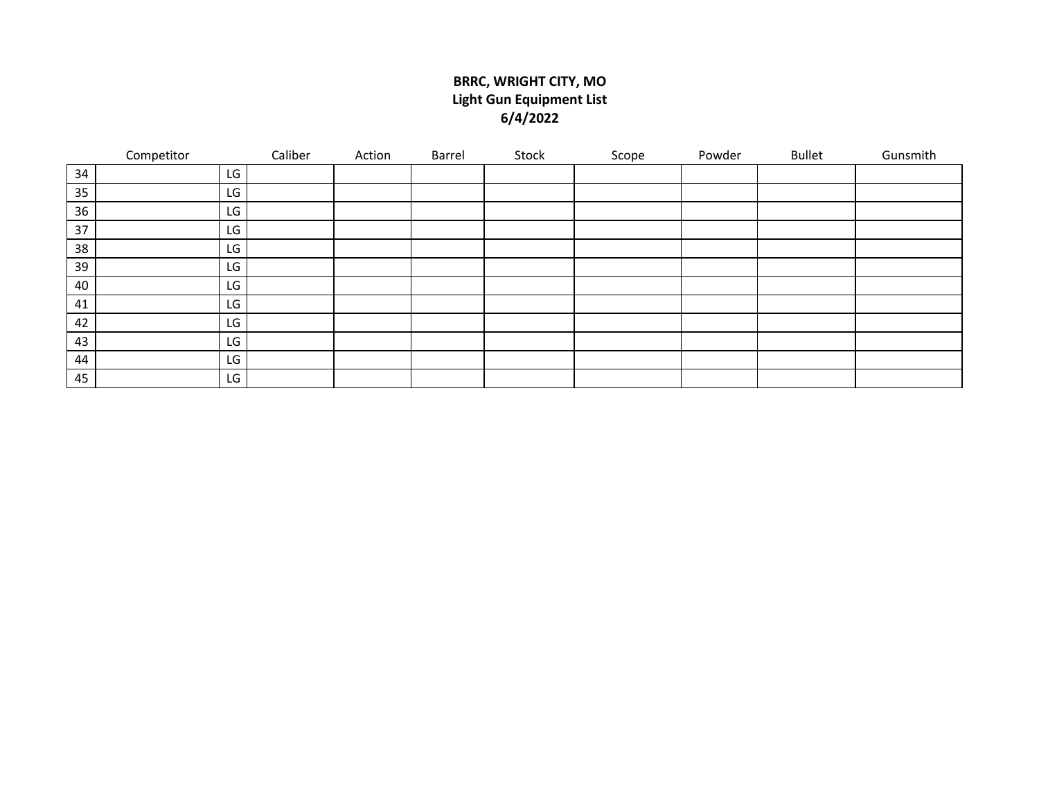**BRRC, WRIGHT CITY, MO**
**Light Gun Equipment List**
**6/4/2022**

| | Competitor | | Caliber | Action | Barrel | Stock | Scope | Powder | Bullet | Gunsmith |
|---|---|---|---|---|---|---|---|---|---|---|
| 34 | | LG | | | | | | | | |
| 35 | | LG | | | | | | | | |
| 36 | | LG | | | | | | | | |
| 37 | | LG | | | | | | | | |
| 38 | | LG | | | | | | | | |
| 39 | | LG | | | | | | | | |
| 40 | | LG | | | | | | | | |
| 41 | | LG | | | | | | | | |
| 42 | | LG | | | | | | | | |
| 43 | | LG | | | | | | | | |
| 44 | | LG | | | | | | | | |
| 45 | | LG | | | | | | | | |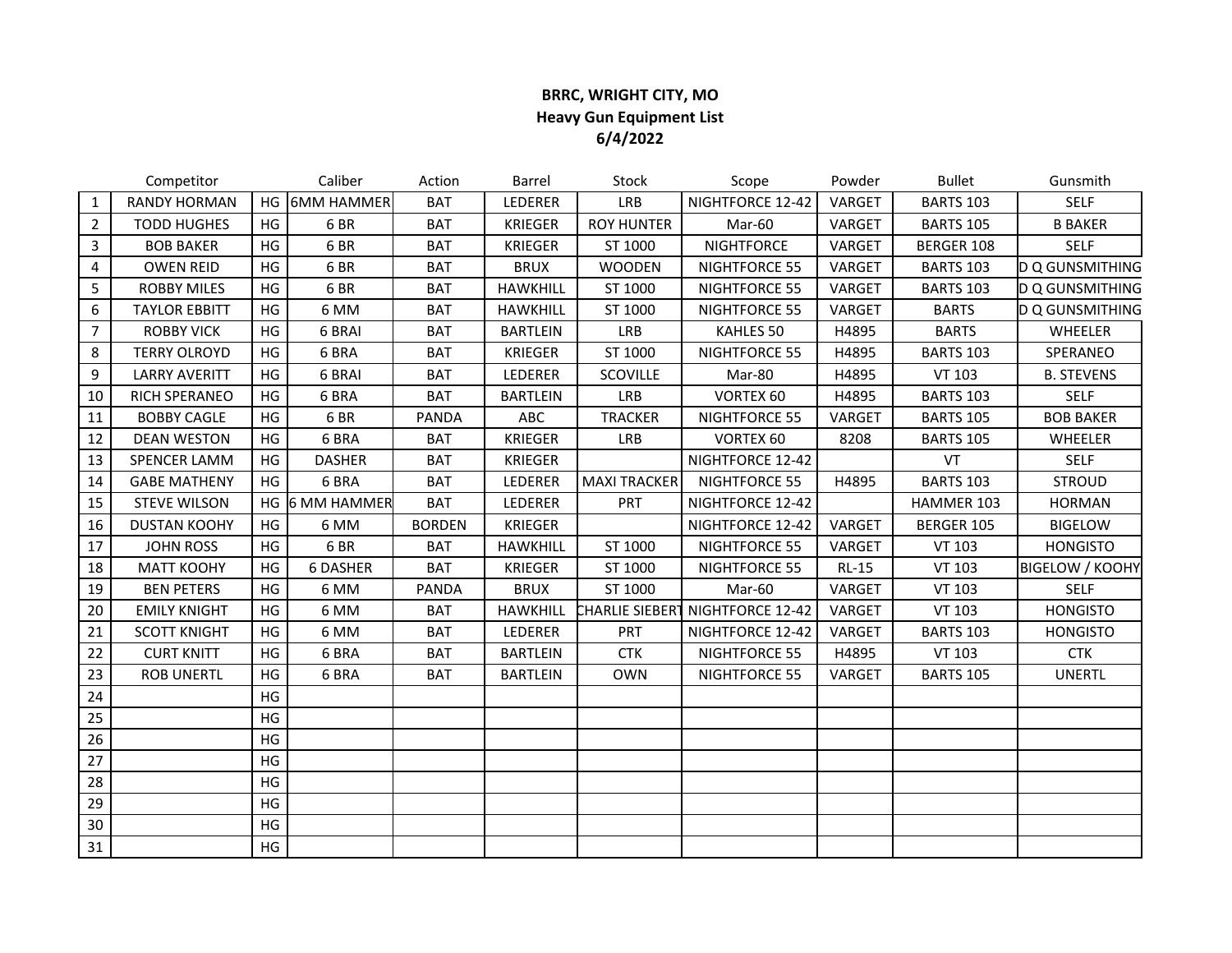**BRRC, WRIGHT CITY, MO**
**Heavy Gun Equipment List**
**6/4/2022**

| | Competitor | | Caliber | Action | Barrel | Stock | Scope | Powder | Bullet | Gunsmith |
|---|---|---|---|---|---|---|---|---|---|---|
| 1 | RANDY HORMAN | HG | 6MM HAMMER | BAT | LEDERER | LRB | NIGHTFORCE 12-42 | VARGET | BARTS 103 | SELF |
| 2 | TODD HUGHES | HG | 6 BR | BAT | KRIEGER | ROY HUNTER | Mar-60 | VARGET | BARTS 105 | B BAKER |
| 3 | BOB BAKER | HG | 6 BR | BAT | KRIEGER | ST 1000 | NIGHTFORCE | VARGET | BERGER 108 | SELF |
| 4 | OWEN REID | HG | 6 BR | BAT | BRUX | WOODEN | NIGHTFORCE 55 | VARGET | BARTS 103 | D Q GUNSMITHING |
| 5 | ROBBY MILES | HG | 6 BR | BAT | HAWKHILL | ST 1000 | NIGHTFORCE 55 | VARGET | BARTS 103 | D Q GUNSMITHING |
| 6 | TAYLOR EBBITT | HG | 6 MM | BAT | HAWKHILL | ST 1000 | NIGHTFORCE 55 | VARGET | BARTS | D Q GUNSMITHING |
| 7 | ROBBY VICK | HG | 6 BRAI | BAT | BARTLEIN | LRB | KAHLES 50 | H4895 | BARTS | WHEELER |
| 8 | TERRY OLROYD | HG | 6 BRA | BAT | KRIEGER | ST 1000 | NIGHTFORCE 55 | H4895 | BARTS 103 | SPERANEO |
| 9 | LARRY AVERITT | HG | 6 BRAI | BAT | LEDERER | SCOVILLE | Mar-80 | H4895 | VT 103 | B. STEVENS |
| 10 | RICH SPERANEO | HG | 6 BRA | BAT | BARTLEIN | LRB | VORTEX 60 | H4895 | BARTS 103 | SELF |
| 11 | BOBBY CAGLE | HG | 6 BR | PANDA | ABC | TRACKER | NIGHTFORCE 55 | VARGET | BARTS 105 | BOB BAKER |
| 12 | DEAN WESTON | HG | 6 BRA | BAT | KRIEGER | LRB | VORTEX 60 | 8208 | BARTS 105 | WHEELER |
| 13 | SPENCER LAMM | HG | DASHER | BAT | KRIEGER | | NIGHTFORCE 12-42 | | VT | SELF |
| 14 | GABE MATHENY | HG | 6 BRA | BAT | LEDERER | MAXI TRACKER | NIGHTFORCE 55 | H4895 | BARTS 103 | STROUD |
| 15 | STEVE WILSON | HG | 6 MM HAMMER | BAT | LEDERER | PRT | NIGHTFORCE 12-42 | | HAMMER 103 | HORMAN |
| 16 | DUSTAN KOOHY | HG | 6 MM | BORDEN | KRIEGER | | NIGHTFORCE 12-42 | VARGET | BERGER 105 | BIGELOW |
| 17 | JOHN ROSS | HG | 6 BR | BAT | HAWKHILL | ST 1000 | NIGHTFORCE 55 | VARGET | VT 103 | HONGISTO |
| 18 | MATT KOOHY | HG | 6 DASHER | BAT | KRIEGER | ST 1000 | NIGHTFORCE 55 | RL-15 | VT 103 | BIGELOW / KOOHY |
| 19 | BEN PETERS | HG | 6 MM | PANDA | BRUX | ST 1000 | Mar-60 | VARGET | VT 103 | SELF |
| 20 | EMILY KNIGHT | HG | 6 MM | BAT | HAWKHILL | CHARLIE SIEBERT | NIGHTFORCE 12-42 | VARGET | VT 103 | HONGISTO |
| 21 | SCOTT KNIGHT | HG | 6 MM | BAT | LEDERER | PRT | NIGHTFORCE 12-42 | VARGET | BARTS 103 | HONGISTO |
| 22 | CURT KNITT | HG | 6 BRA | BAT | BARTLEIN | CTK | NIGHTFORCE 55 | H4895 | VT 103 | CTK |
| 23 | ROB UNERTL | HG | 6 BRA | BAT | BARTLEIN | OWN | NIGHTFORCE 55 | VARGET | BARTS 105 | UNERTL |
| 24 | | HG | | | | | | | | |
| 25 | | HG | | | | | | | | |
| 26 | | HG | | | | | | | | |
| 27 | | HG | | | | | | | | |
| 28 | | HG | | | | | | | | |
| 29 | | HG | | | | | | | | |
| 30 | | HG | | | | | | | | |
| 31 | | HG | | | | | | | | |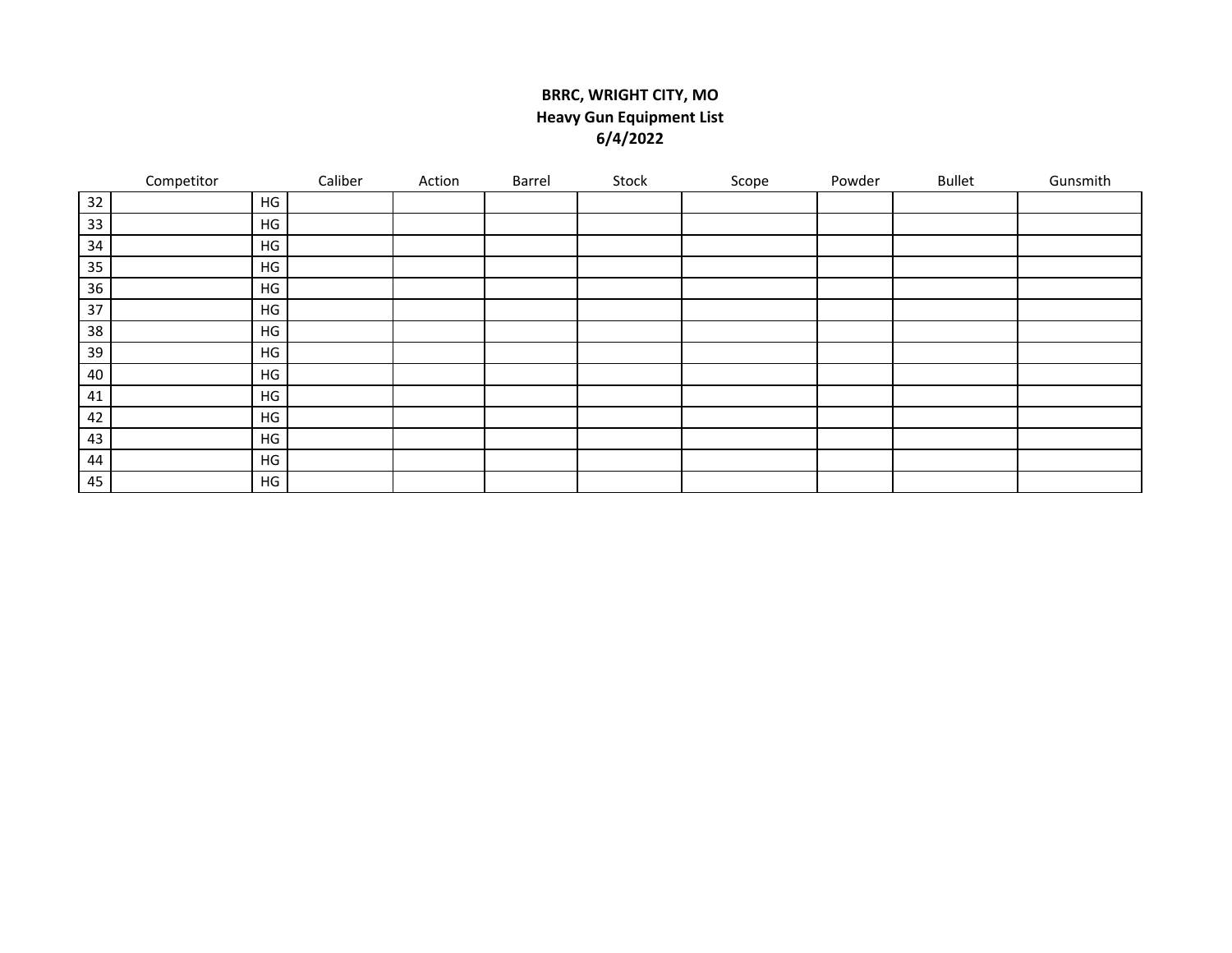**BRRC, WRIGHT CITY, MO**
**Heavy Gun Equipment List**
**6/4/2022**

| | Competitor | | Caliber | Action | Barrel | Stock | Scope | Powder | Bullet | Gunsmith |
|---|---|---|---|---|---|---|---|---|---|---|
| 32 | | HG | | | | | | | | |
| 33 | | HG | | | | | | | | |
| 34 | | HG | | | | | | | | |
| 35 | | HG | | | | | | | | |
| 36 | | HG | | | | | | | | |
| 37 | | HG | | | | | | | | |
| 38 | | HG | | | | | | | | |
| 39 | | HG | | | | | | | | |
| 40 | | HG | | | | | | | | |
| 41 | | HG | | | | | | | | |
| 42 | | HG | | | | | | | | |
| 43 | | HG | | | | | | | | |
| 44 | | HG | | | | | | | | |
| 45 | | HG | | | | | | | | |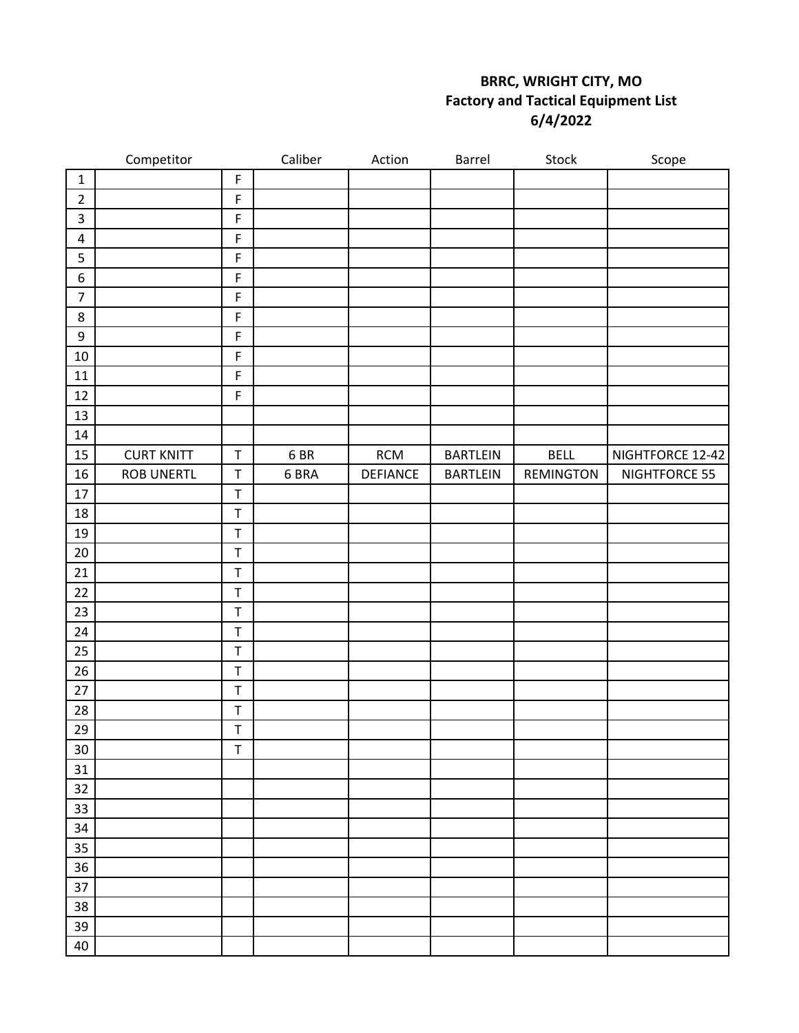**BRRC, WRIGHT CITY, MO**
**Factory and Tactical Equipment List**
**6/4/2022**

| | Competitor | | Caliber | Action | Barrel | Stock | Scope |
|---|---|---|---|---|---|---|---|
| 1 | | F | | | | | |
| 2 | | F | | | | | |
| 3 | | F | | | | | |
| 4 | | F | | | | | |
| 5 | | F | | | | | |
| 6 | | F | | | | | |
| 7 | | F | | | | | |
| 8 | | F | | | | | |
| 9 | | F | | | | | |
| 10 | | F | | | | | |
| 11 | | F | | | | | |
| 12 | | F | | | | | |
| 13 | | | | | | | |
| 14 | | | | | | | |
| 15 | CURT KNITT | T | 6 BR | RCM | BARTLEIN | BELL | NIGHTFORCE 12-42 |
| 16 | ROB UNERTL | T | 6 BRA | DEFIANCE | BARTLEIN | REMINGTON | NIGHTFORCE 55 |
| 17 | | T | | | | | |
| 18 | | T | | | | | |
| 19 | | T | | | | | |
| 20 | | T | | | | | |
| 21 | | T | | | | | |
| 22 | | T | | | | | |
| 23 | | T | | | | | |
| 24 | | T | | | | | |
| 25 | | T | | | | | |
| 26 | | T | | | | | |
| 27 | | T | | | | | |
| 28 | | T | | | | | |
| 29 | | T | | | | | |
| 30 | | T | | | | | |
| 31 | | | | | | | |
| 32 | | | | | | | |
| 33 | | | | | | | |
| 34 | | | | | | | |
| 35 | | | | | | | |
| 36 | | | | | | | |
| 37 | | | | | | | |
| 38 | | | | | | | |
| 39 | | | | | | | |
| 40 | | | | | | | |